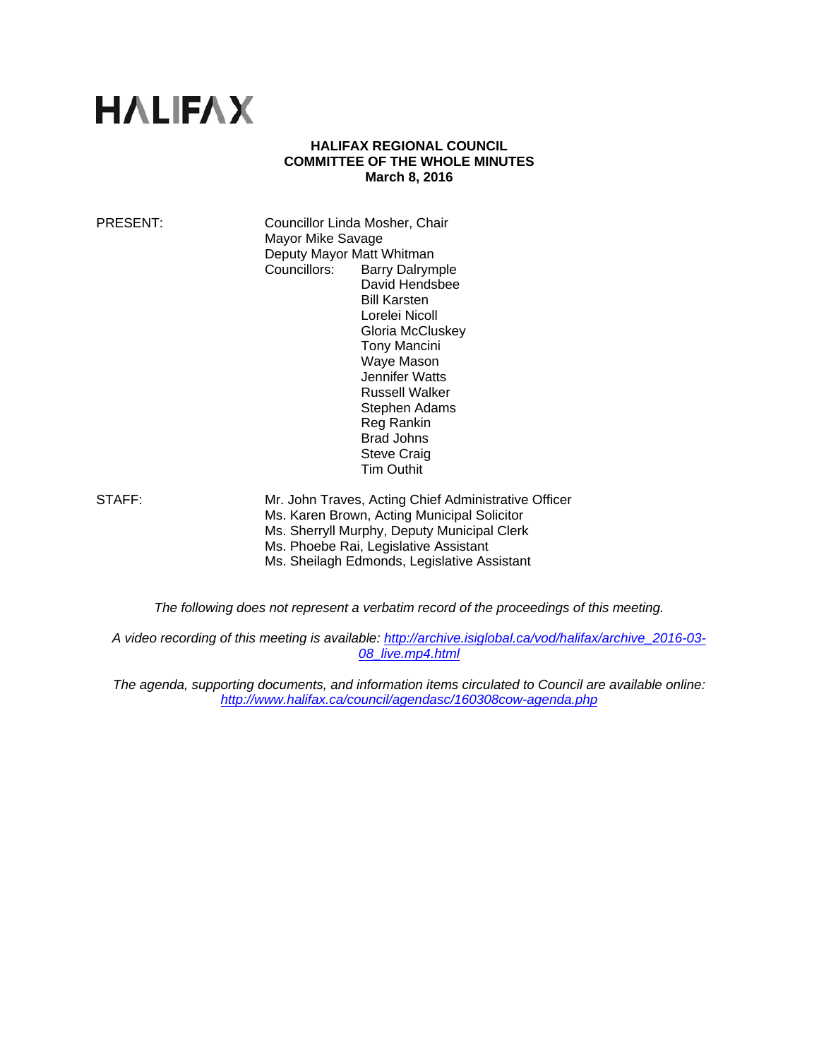# HALIFAX

**HALIFAX REGIONAL COUNCIL**
**COMMITTEE OF THE WHOLE MINUTES**
**March 8, 2016**

PRESENT: Councillor Linda Mosher, Chair
Mayor Mike Savage
Deputy Mayor Matt Whitman
Councillors: Barry Dalrymple
David Hendsbee
Bill Karsten
Lorelei Nicoll
Gloria McCluskey
Tony Mancini
Waye Mason
Jennifer Watts
Russell Walker
Stephen Adams
Reg Rankin
Brad Johns
Steve Craig
Tim Outhit

STAFF: Mr. John Traves, Acting Chief Administrative Officer
Ms. Karen Brown, Acting Municipal Solicitor
Ms. Sherryll Murphy, Deputy Municipal Clerk
Ms. Phoebe Rai, Legislative Assistant
Ms. Sheilagh Edmonds, Legislative Assistant

*The following does not represent a verbatim record of the proceedings of this meeting.*

*A video recording of this meeting is available: http://archive.isiglobal.ca/vod/halifax/archive_2016-03-08_live.mp4.html*

*The agenda, supporting documents, and information items circulated to Council are available online: http://www.halifax.ca/council/agendasc/160308cow-agenda.php*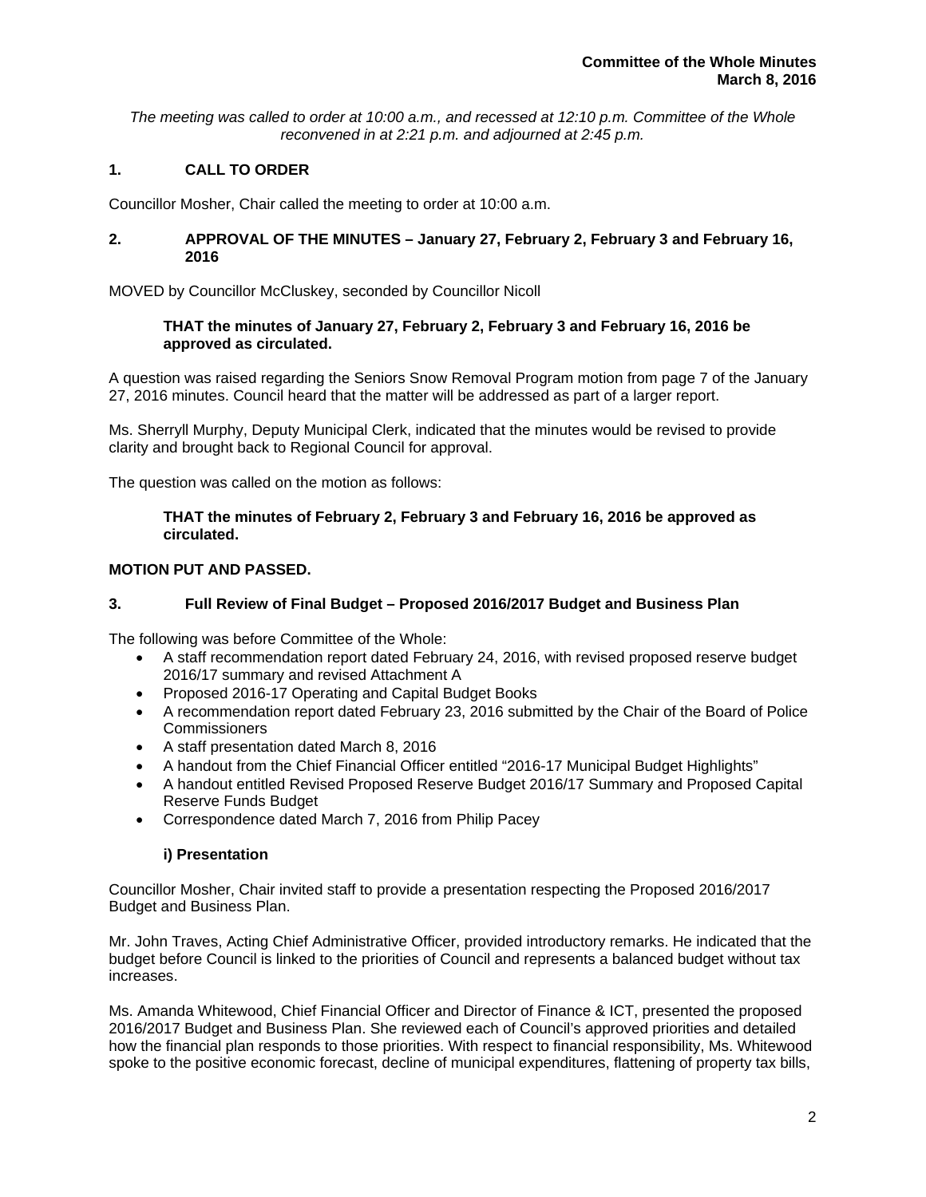*The meeting was called to order at 10:00 a.m., and recessed at 12:10 p.m. Committee of the Whole reconvened in at 2:21 p.m. and adjourned at 2:45 p.m.*

## 1. CALL TO ORDER

Councillor Mosher, Chair called the meeting to order at 10:00 a.m.

## 2. APPROVAL OF THE MINUTES – January 27, February 2, February 3 and February 16, 2016

MOVED by Councillor McCluskey, seconded by Councillor Nicoll

> **THAT the minutes of January 27, February 2, February 3 and February 16, 2016 be approved as circulated.**

A question was raised regarding the Seniors Snow Removal Program motion from page 7 of the January 27, 2016 minutes. Council heard that the matter will be addressed as part of a larger report.

Ms. Sherryll Murphy, Deputy Municipal Clerk, indicated that the minutes would be revised to provide clarity and brought back to Regional Council for approval.

The question was called on the motion as follows:

> **THAT the minutes of February 2, February 3 and February 16, 2016 be approved as circulated.**

**MOTION PUT AND PASSED.**

## 3. Full Review of Final Budget – Proposed 2016/2017 Budget and Business Plan

The following was before Committee of the Whole:

- A staff recommendation report dated February 24, 2016, with revised proposed reserve budget 2016/17 summary and revised Attachment A
- Proposed 2016-17 Operating and Capital Budget Books
- A recommendation report dated February 23, 2016 submitted by the Chair of the Board of Police Commissioners
- A staff presentation dated March 8, 2016
- A handout from the Chief Financial Officer entitled "2016-17 Municipal Budget Highlights"
- A handout entitled Revised Proposed Reserve Budget 2016/17 Summary and Proposed Capital Reserve Funds Budget
- Correspondence dated March 7, 2016 from Philip Pacey

### i) Presentation

Councillor Mosher, Chair invited staff to provide a presentation respecting the Proposed 2016/2017 Budget and Business Plan.

Mr. John Traves, Acting Chief Administrative Officer, provided introductory remarks. He indicated that the budget before Council is linked to the priorities of Council and represents a balanced budget without tax increases.

Ms. Amanda Whitewood, Chief Financial Officer and Director of Finance & ICT, presented the proposed 2016/2017 Budget and Business Plan. She reviewed each of Council's approved priorities and detailed how the financial plan responds to those priorities. With respect to financial responsibility, Ms. Whitewood spoke to the positive economic forecast, decline of municipal expenditures, flattening of property tax bills,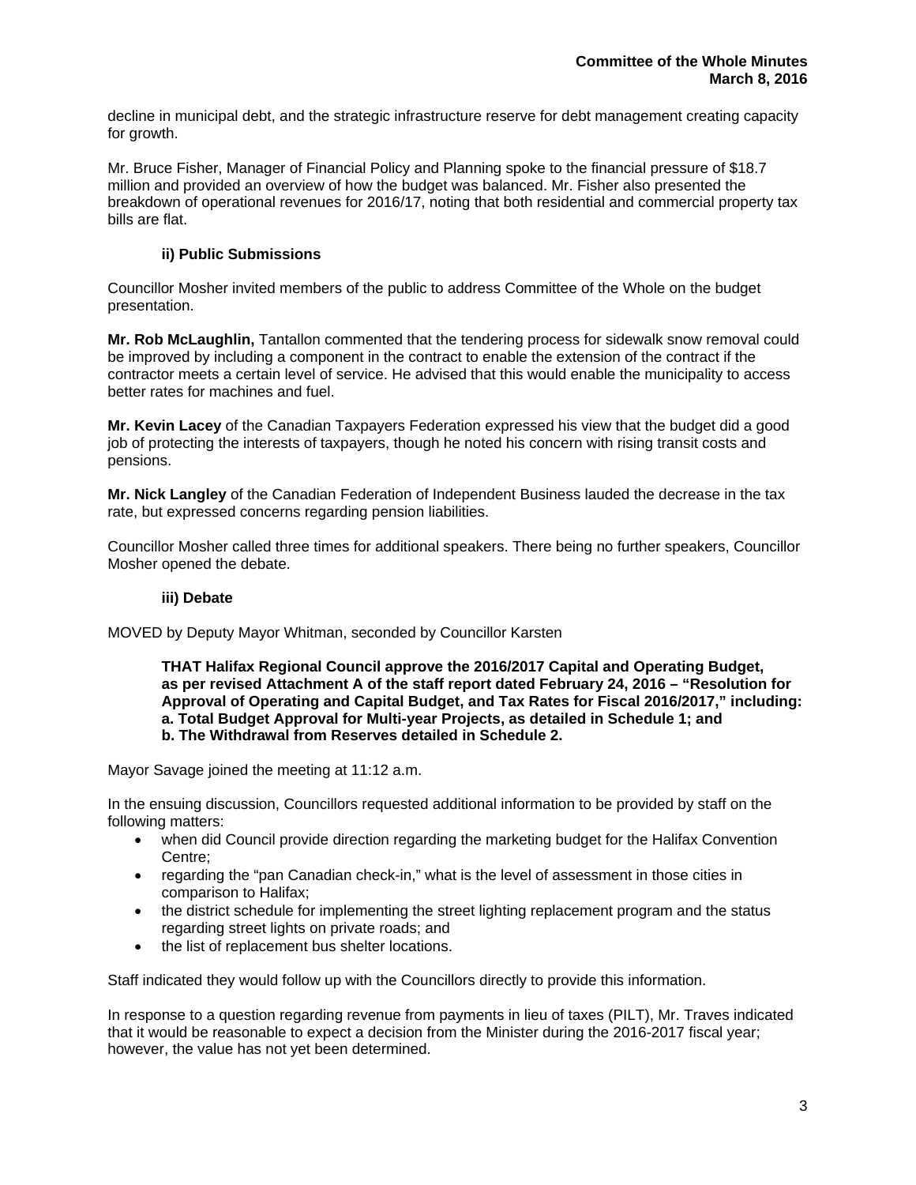decline in municipal debt, and the strategic infrastructure reserve for debt management creating capacity for growth.

Mr. Bruce Fisher, Manager of Financial Policy and Planning spoke to the financial pressure of $18.7 million and provided an overview of how the budget was balanced. Mr. Fisher also presented the breakdown of operational revenues for 2016/17, noting that both residential and commercial property tax bills are flat.

### ii) Public Submissions

Councillor Mosher invited members of the public to address Committee of the Whole on the budget presentation.

**Mr. Rob McLaughlin,** Tantallon commented that the tendering process for sidewalk snow removal could be improved by including a component in the contract to enable the extension of the contract if the contractor meets a certain level of service. He advised that this would enable the municipality to access better rates for machines and fuel.

**Mr. Kevin Lacey** of the Canadian Taxpayers Federation expressed his view that the budget did a good job of protecting the interests of taxpayers, though he noted his concern with rising transit costs and pensions.

**Mr. Nick Langley** of the Canadian Federation of Independent Business lauded the decrease in the tax rate, but expressed concerns regarding pension liabilities.

Councillor Mosher called three times for additional speakers. There being no further speakers, Councillor Mosher opened the debate.

### iii) Debate

MOVED by Deputy Mayor Whitman, seconded by Councillor Karsten

> **THAT Halifax Regional Council approve the 2016/2017 Capital and Operating Budget, as per revised Attachment A of the staff report dated February 24, 2016 – "Resolution for Approval of Operating and Capital Budget, and Tax Rates for Fiscal 2016/2017," including:**
> **a. Total Budget Approval for Multi-year Projects, as detailed in Schedule 1; and**
> **b. The Withdrawal from Reserves detailed in Schedule 2.**

Mayor Savage joined the meeting at 11:12 a.m.

In the ensuing discussion, Councillors requested additional information to be provided by staff on the following matters:

- when did Council provide direction regarding the marketing budget for the Halifax Convention Centre;
- regarding the "pan Canadian check-in," what is the level of assessment in those cities in comparison to Halifax;
- the district schedule for implementing the street lighting replacement program and the status regarding street lights on private roads; and
- the list of replacement bus shelter locations.

Staff indicated they would follow up with the Councillors directly to provide this information.

In response to a question regarding revenue from payments in lieu of taxes (PILT), Mr. Traves indicated that it would be reasonable to expect a decision from the Minister during the 2016-2017 fiscal year; however, the value has not yet been determined.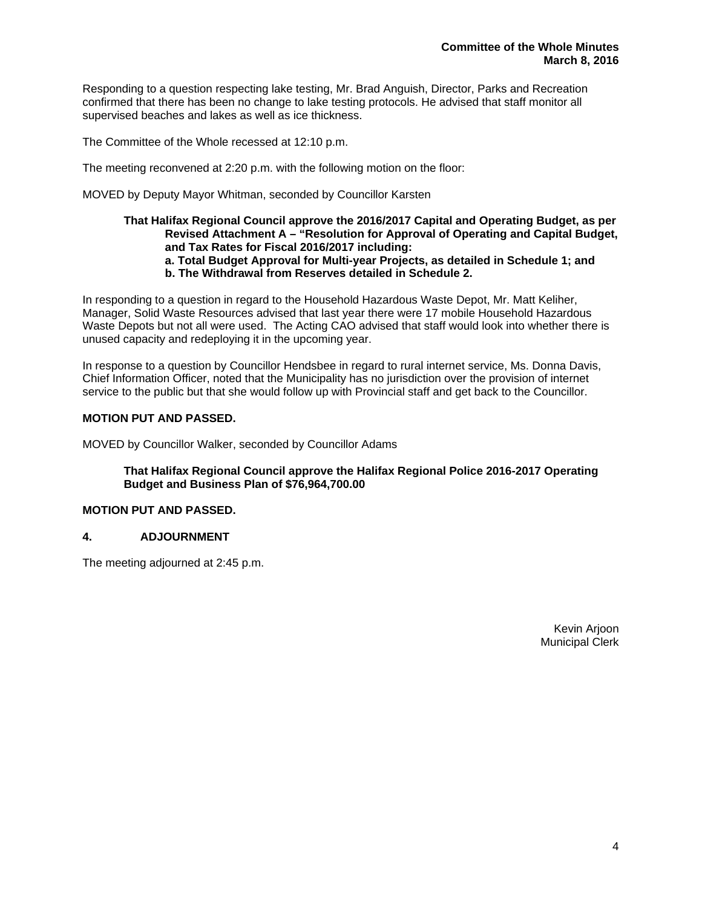Responding to a question respecting lake testing, Mr. Brad Anguish, Director, Parks and Recreation confirmed that there has been no change to lake testing protocols. He advised that staff monitor all supervised beaches and lakes as well as ice thickness.

The Committee of the Whole recessed at 12:10 p.m.

The meeting reconvened at 2:20 p.m. with the following motion on the floor:

MOVED by Deputy Mayor Whitman, seconded by Councillor Karsten

> **That Halifax Regional Council approve the 2016/2017 Capital and Operating Budget, as per Revised Attachment A – "Resolution for Approval of Operating and Capital Budget, and Tax Rates for Fiscal 2016/2017 including:**
> **a. Total Budget Approval for Multi-year Projects, as detailed in Schedule 1; and**
> **b. The Withdrawal from Reserves detailed in Schedule 2.**

In responding to a question in regard to the Household Hazardous Waste Depot, Mr. Matt Keliher, Manager, Solid Waste Resources advised that last year there were 17 mobile Household Hazardous Waste Depots but not all were used. The Acting CAO advised that staff would look into whether there is unused capacity and redeploying it in the upcoming year.

In response to a question by Councillor Hendsbee in regard to rural internet service, Ms. Donna Davis, Chief Information Officer, noted that the Municipality has no jurisdiction over the provision of internet service to the public but that she would follow up with Provincial staff and get back to the Councillor.

**MOTION PUT AND PASSED.**

MOVED by Councillor Walker, seconded by Councillor Adams

> **That Halifax Regional Council approve the Halifax Regional Police 2016-2017 Operating Budget and Business Plan of $76,964,700.00**

**MOTION PUT AND PASSED.**

## 4. ADJOURNMENT

The meeting adjourned at 2:45 p.m.

Kevin Arjoon
Municipal Clerk